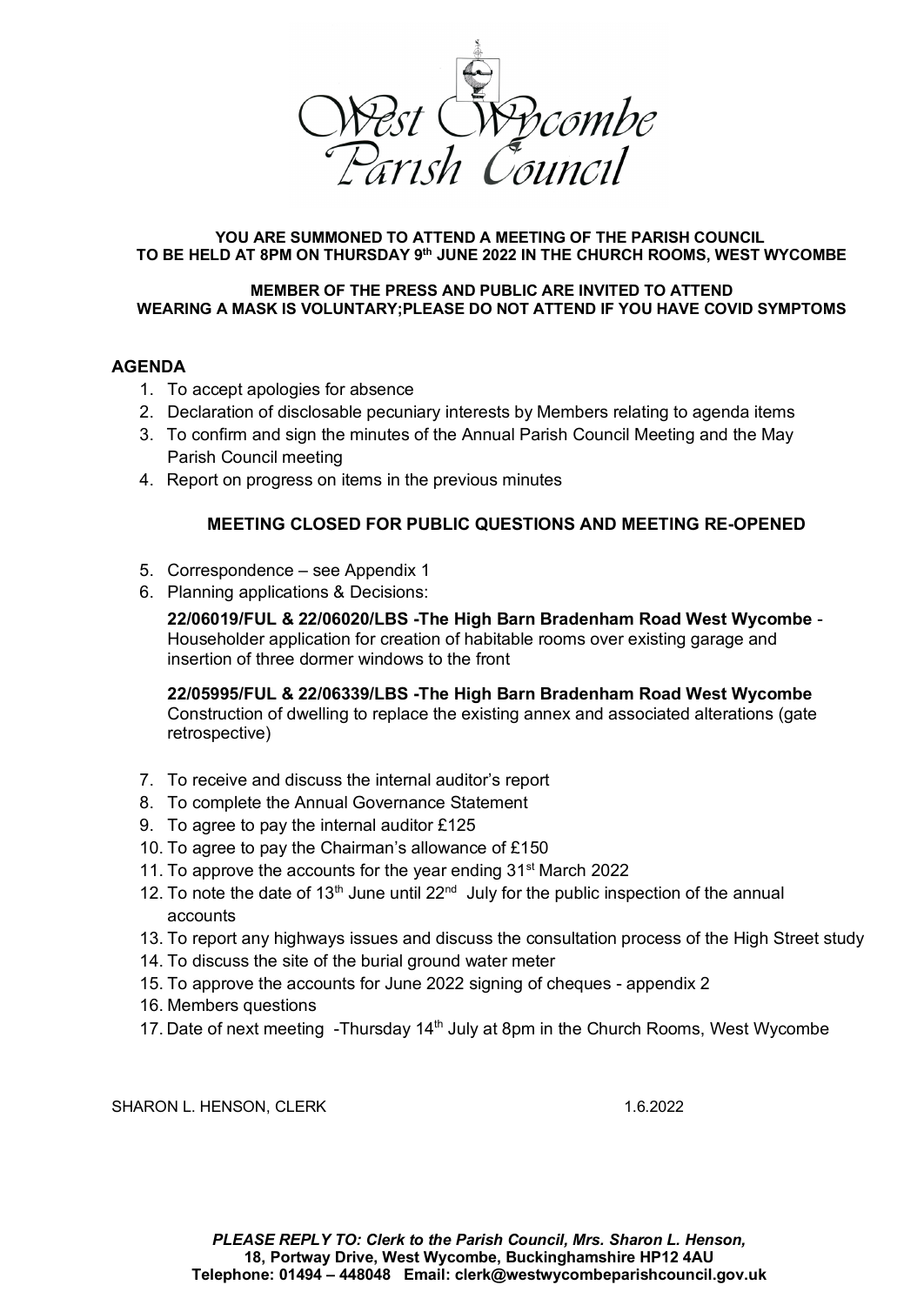# West Wycombe Parish Council

**YOU ARE SUMMONED TO ATTEND A MEETING OF THE PARISH COUNCIL TO BE HELD AT 8PM ON THURSDAY 9th JUNE 2022 IN THE CHURCH ROOMS, WEST WYCOMBE**

**MEMBER OF THE PRESS AND PUBLIC ARE INVITED TO ATTEND WEARING A MASK IS VOLUNTARY;PLEASE DO NOT ATTEND IF YOU HAVE COVID SYMPTOMS**

## AGENDA

1. To accept apologies for absence
2. Declaration of disclosable pecuniary interests by Members relating to agenda items
3. To confirm and sign the minutes of the Annual Parish Council Meeting and the May Parish Council meeting
4. Report on progress on items in the previous minutes

**MEETING CLOSED FOR PUBLIC QUESTIONS AND MEETING RE-OPENED**

5. Correspondence – see Appendix 1
6. Planning applications & Decisions:

   **22/06019/FUL & 22/06020/LBS -The High Barn Bradenham Road West Wycombe** - Householder application for creation of habitable rooms over existing garage and insertion of three dormer windows to the front

   **22/05995/FUL & 22/06339/LBS -The High Barn Bradenham Road West Wycombe** Construction of dwelling to replace the existing annex and associated alterations (gate retrospective)

7. To receive and discuss the internal auditor's report
8. To complete the Annual Governance Statement
9. To agree to pay the internal auditor £125
10. To agree to pay the Chairman's allowance of £150
11. To approve the accounts for the year ending 31st March 2022
12. To note the date of 13th June until 22nd July for the public inspection of the annual accounts
13. To report any highways issues and discuss the consultation process of the High Street study
14. To discuss the site of the burial ground water meter
15. To approve the accounts for June 2022 signing of cheques - appendix 2
16. Members questions
17. Date of next meeting -Thursday 14th July at 8pm in the Church Rooms, West Wycombe

SHARON L. HENSON, CLERK 1.6.2022

***PLEASE REPLY TO: Clerk to the Parish Council, Mrs. Sharon L. Henson,***
**18, Portway Drive, West Wycombe, Buckinghamshire HP12 4AU**
**Telephone: 01494 – 448048 Email: clerk@westwycombeparishcouncil.gov.uk**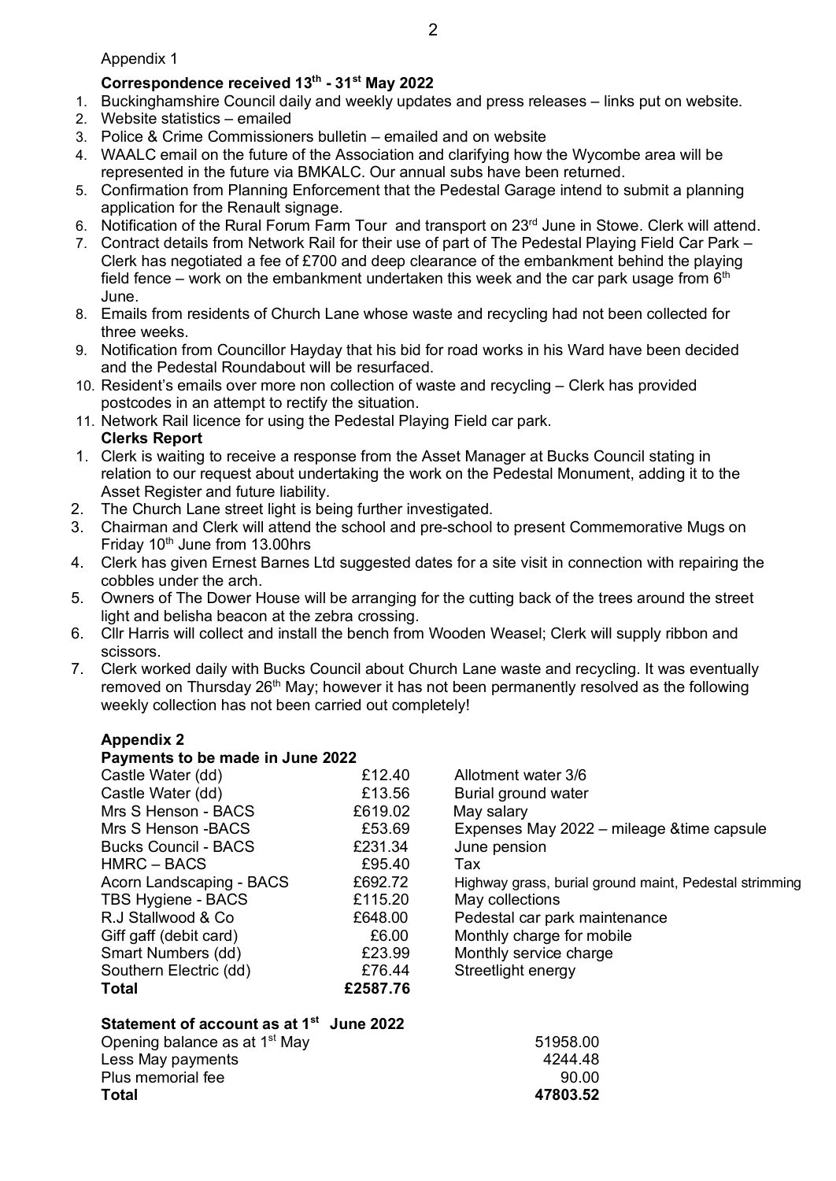Appendix 1

**Correspondence received 13th - 31st May 2022**

1. Buckinghamshire Council daily and weekly updates and press releases – links put on website.
2. Website statistics – emailed
3. Police & Crime Commissioners bulletin – emailed and on website
4. WAALC email on the future of the Association and clarifying how the Wycombe area will be represented in the future via BMKALC. Our annual subs have been returned.
5. Confirmation from Planning Enforcement that the Pedestal Garage intend to submit a planning application for the Renault signage.
6. Notification of the Rural Forum Farm Tour and transport on 23rd June in Stowe. Clerk will attend.
7. Contract details from Network Rail for their use of part of The Pedestal Playing Field Car Park – Clerk has negotiated a fee of £700 and deep clearance of the embankment behind the playing field fence – work on the embankment undertaken this week and the car park usage from 6th June.
8. Emails from residents of Church Lane whose waste and recycling had not been collected for three weeks.
9. Notification from Councillor Hayday that his bid for road works in his Ward have been decided and the Pedestal Roundabout will be resurfaced.
10. Resident's emails over more non collection of waste and recycling – Clerk has provided postcodes in an attempt to rectify the situation.
11. Network Rail licence for using the Pedestal Playing Field car park.

**Clerks Report**

1. Clerk is waiting to receive a response from the Asset Manager at Bucks Council stating in relation to our request about undertaking the work on the Pedestal Monument, adding it to the Asset Register and future liability.
2. The Church Lane street light is being further investigated.
3. Chairman and Clerk will attend the school and pre-school to present Commemorative Mugs on Friday 10th June from 13.00hrs
4. Clerk has given Ernest Barnes Ltd suggested dates for a site visit in connection with repairing the cobbles under the arch.
5. Owners of The Dower House will be arranging for the cutting back of the trees around the street light and belisha beacon at the zebra crossing.
6. Cllr Harris will collect and install the bench from Wooden Weasel; Clerk will supply ribbon and scissors.
7. Clerk worked daily with Bucks Council about Church Lane waste and recycling. It was eventually removed on Thursday 26th May; however it has not been permanently resolved as the following weekly collection has not been carried out completely!

**Appendix 2**

**Payments to be made in June 2022**

| | | |
|---|---|---|
| Castle Water (dd) | £12.40 | Allotment water 3/6 |
| Castle Water (dd) | £13.56 | Burial ground water |
| Mrs S Henson - BACS | £619.02 | May salary |
| Mrs S Henson -BACS | £53.69 | Expenses May 2022 – mileage &time capsule |
| Bucks Council - BACS | £231.34 | June pension |
| HMRC – BACS | £95.40 | Tax |
| Acorn Landscaping - BACS | £692.72 | Highway grass, burial ground maint, Pedestal strimming |
| TBS Hygiene - BACS | £115.20 | May collections |
| R.J Stallwood & Co | £648.00 | Pedestal car park maintenance |
| Giff gaff (debit card) | £6.00 | Monthly charge for mobile |
| Smart Numbers (dd) | £23.99 | Monthly service charge |
| Southern Electric (dd) | £76.44 | Streetlight energy |
| **Total** | **£2587.76** | |

**Statement of account as at 1st June 2022**

| | |
|---|---|
| Opening balance as at 1st May | 51958.00 |
| Less May payments | 4244.48 |
| Plus memorial fee | 90.00 |
| **Total** | **47803.52** |